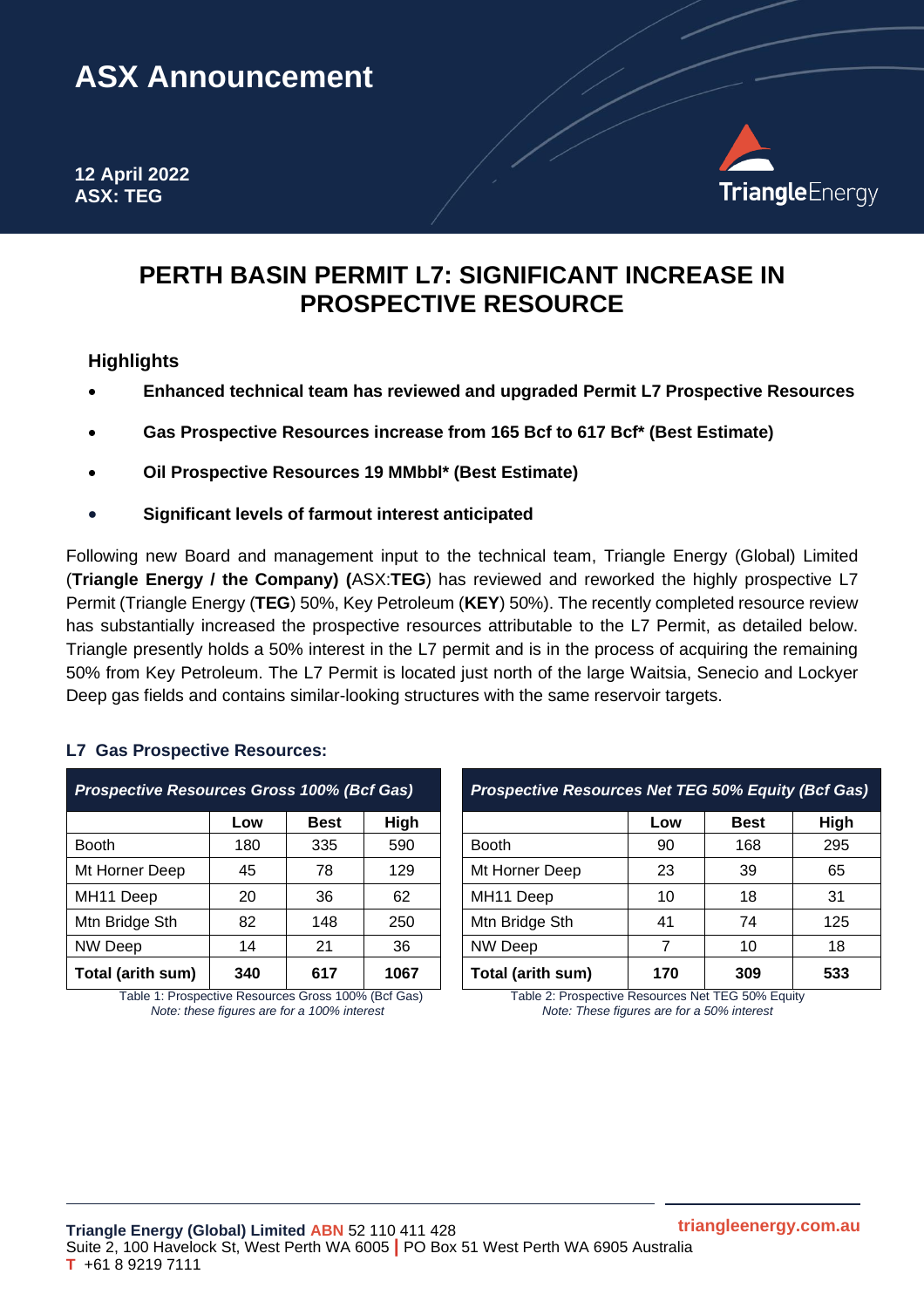# ASX Announcement

**12 April 2022**
**ASX: TEG**

## PERTH BASIN PERMIT L7: SIGNIFICANT INCREASE IN PROSPECTIVE RESOURCE

### Highlights

- **Enhanced technical team has reviewed and upgraded Permit L7 Prospective Resources**
- **Gas Prospective Resources increase from 165 Bcf to 617 Bcf* (Best Estimate)**
- **Oil Prospective Resources 19 MMbbl* (Best Estimate)**
- **Significant levels of farmout interest anticipated**

Following new Board and management input to the technical team, Triangle Energy (Global) Limited (**Triangle Energy / the Company) (**ASX:**TEG**) has reviewed and reworked the highly prospective L7 Permit (Triangle Energy (**TEG**) 50%, Key Petroleum (**KEY**) 50%). The recently completed resource review has substantially increased the prospective resources attributable to the L7 Permit, as detailed below. Triangle presently holds a 50% interest in the L7 permit and is in the process of acquiring the remaining 50% from Key Petroleum. The L7 Permit is located just north of the large Waitsia, Senecio and Lockyer Deep gas fields and contains similar-looking structures with the same reservoir targets.

**L7 Gas Prospective Resources:**

| *Prospective Resources Gross 100% (Bcf Gas)* | | | |
|---|---|---|---|
| | **Low** | **Best** | **High** |
| Booth | 180 | 335 | 590 |
| Mt Horner Deep | 45 | 78 | 129 |
| MH11 Deep | 20 | 36 | 62 |
| Mtn Bridge Sth | 82 | 148 | 250 |
| NW Deep | 14 | 21 | 36 |
| **Total (arith sum)** | **340** | **617** | **1067** |

Table 1: Prospective Resources Gross 100% (Bcf Gas)
*Note: these figures are for a 100% interest*

| *Prospective Resources Net TEG 50% Equity (Bcf Gas)* | | | |
|---|---|---|---|
| | **Low** | **Best** | **High** |
| Booth | 90 | 168 | 295 |
| Mt Horner Deep | 23 | 39 | 65 |
| MH11 Deep | 10 | 18 | 31 |
| Mtn Bridge Sth | 41 | 74 | 125 |
| NW Deep | 7 | 10 | 18 |
| **Total (arith sum)** | **170** | **309** | **533** |

Table 2: Prospective Resources Net TEG 50% Equity
*Note: These figures are for a 50% interest*

**Triangle Energy (Global) Limited** ABN 52 110 411 428
Suite 2, 100 Havelock St, West Perth WA 6005 | PO Box 51 West Perth WA 6905 Australia
T +61 8 9219 7111
triangleenergy.com.au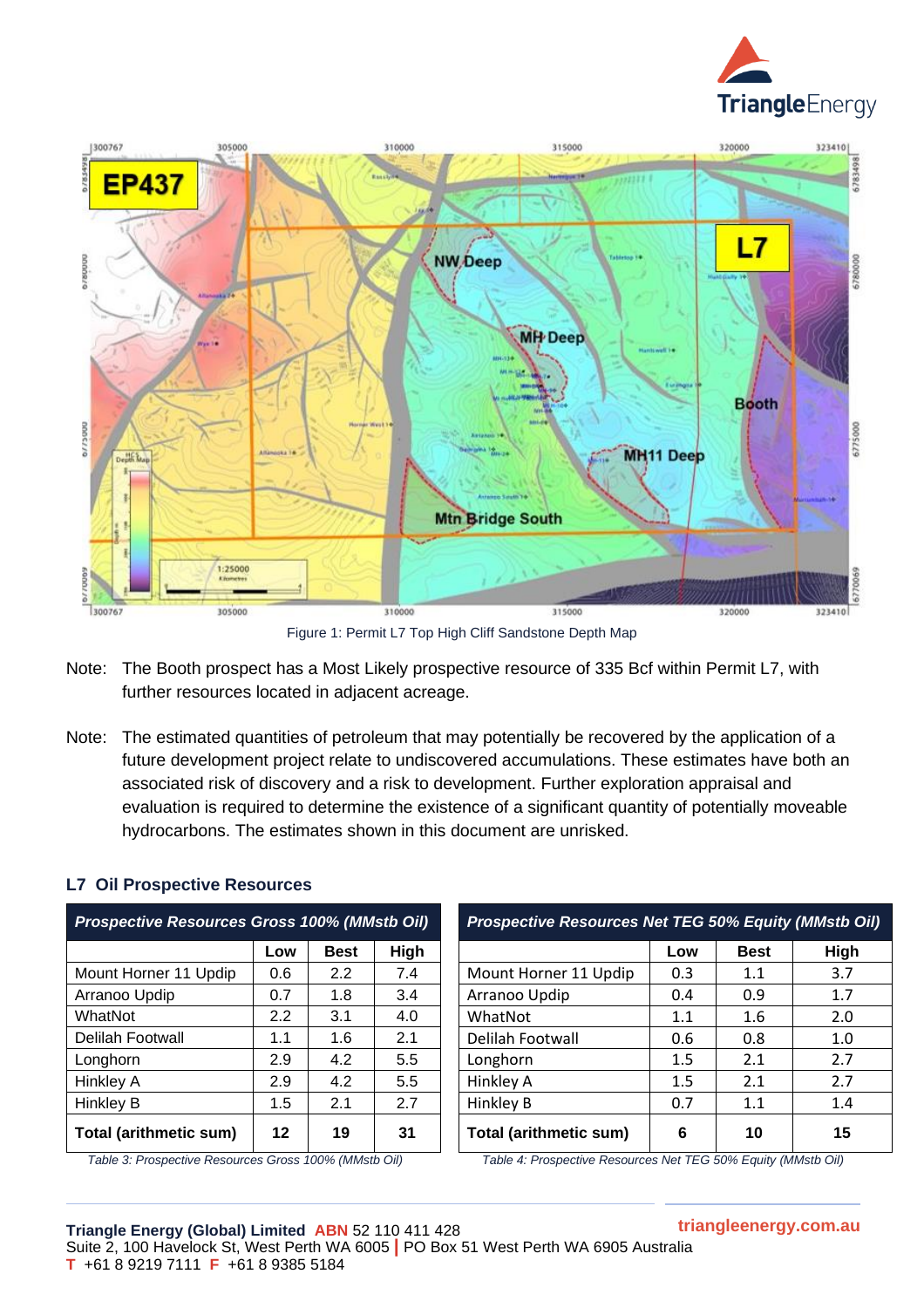Figure 1: Permit L7 Top High Cliff Sandstone Depth Map

Note: The Booth prospect has a Most Likely prospective resource of 335 Bcf within Permit L7, with further resources located in adjacent acreage.

Note: The estimated quantities of petroleum that may potentially be recovered by the application of a future development project relate to undiscovered accumulations. These estimates have both an associated risk of discovery and a risk to development. Further exploration appraisal and evaluation is required to determine the existence of a significant quantity of potentially moveable hydrocarbons. The estimates shown in this document are unrisked.

## L7 Oil Prospective Resources

| *Prospective Resources Gross 100% (MMstb Oil)* | | | |
|---|---|---|---|
| | Low | Best | High |
| Mount Horner 11 Updip | 0.6 | 2.2 | 7.4 |
| Arranoo Updip | 0.7 | 1.8 | 3.4 |
| WhatNot | 2.2 | 3.1 | 4.0 |
| Delilah Footwall | 1.1 | 1.6 | 2.1 |
| Longhorn | 2.9 | 4.2 | 5.5 |
| Hinkley A | 2.9 | 4.2 | 5.5 |
| Hinkley B | 1.5 | 2.1 | 2.7 |
| **Total (arithmetic sum)** | **12** | **19** | **31** |

*Table 3: Prospective Resources Gross 100% (MMstb Oil)*

| *Prospective Resources Net TEG 50% Equity (MMstb Oil)* | | | |
|---|---|---|---|
| | Low | Best | High |
| Mount Horner 11 Updip | 0.3 | 1.1 | 3.7 |
| Arranoo Updip | 0.4 | 0.9 | 1.7 |
| WhatNot | 1.1 | 1.6 | 2.0 |
| Delilah Footwall | 0.6 | 0.8 | 1.0 |
| Longhorn | 1.5 | 2.1 | 2.7 |
| Hinkley A | 1.5 | 2.1 | 2.7 |
| Hinkley B | 0.7 | 1.1 | 1.4 |
| **Total (arithmetic sum)** | **6** | **10** | **15** |

*Table 4: Prospective Resources Net TEG 50% Equity (MMstb Oil)*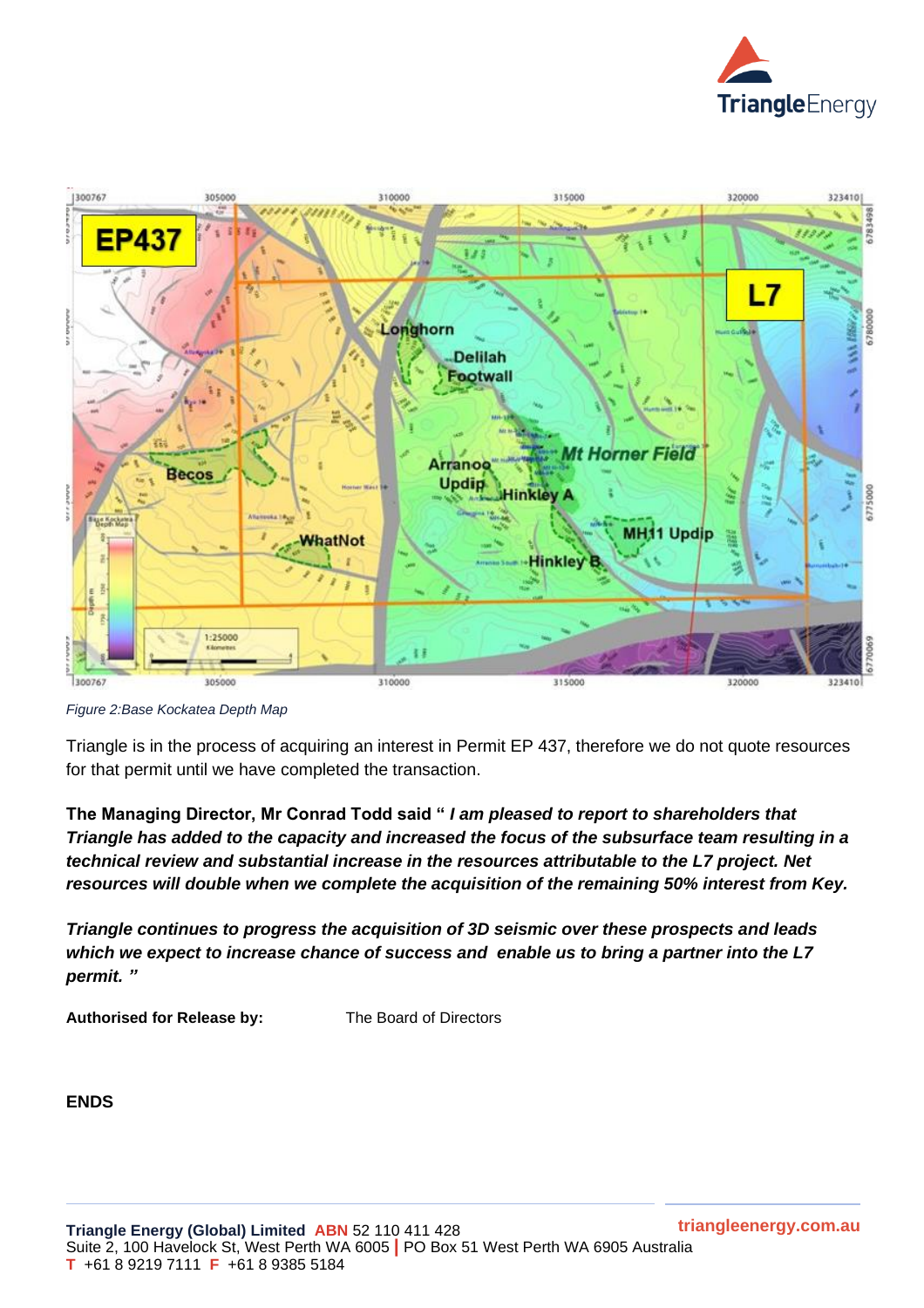Figure 2:Base Kockatea Depth Map

Triangle is in the process of acquiring an interest in Permit EP 437, therefore we do not quote resources for that permit until we have completed the transaction.

**The Managing Director, Mr Conrad Todd said " *I am pleased to report to shareholders that Triangle has added to the capacity and increased the focus of the subsurface team resulting in a technical review and substantial increase in the resources attributable to the L7 project. Net resources will double when we complete the acquisition of the remaining 50% interest from Key.***

***Triangle continues to progress the acquisition of 3D seismic over these prospects and leads which we expect to increase chance of success and enable us to bring a partner into the L7 permit. "***

**Authorised for Release by:** The Board of Directors

**ENDS**

**Triangle Energy (Global) Limited** ABN 52 110 411 428
Suite 2, 100 Havelock St, West Perth WA 6005 | PO Box 51 West Perth WA 6905 Australia
T +61 8 9219 7111 F +61 8 9385 5184
triangleenergy.com.au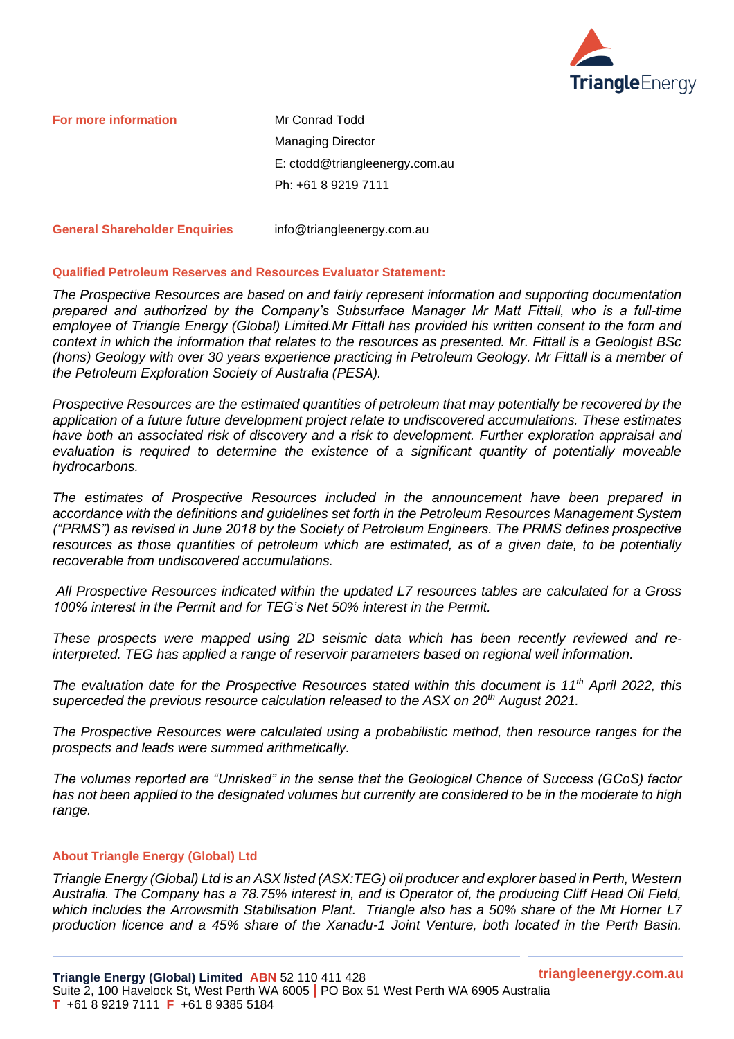**For more information**

Mr Conrad Todd
Managing Director
E: ctodd@triangleenergy.com.au
Ph: +61 8 9219 7111

**General Shareholder Enquiries** info@triangleenergy.com.au

**Qualified Petroleum Reserves and Resources Evaluator Statement:**

*The Prospective Resources are based on and fairly represent information and supporting documentation prepared and authorized by the Company's Subsurface Manager Mr Matt Fittall, who is a full-time employee of Triangle Energy (Global) Limited.Mr Fittall has provided his written consent to the form and context in which the information that relates to the resources as presented. Mr. Fittall is a Geologist BSc (hons) Geology with over 30 years experience practicing in Petroleum Geology. Mr Fittall is a member of the Petroleum Exploration Society of Australia (PESA).*

*Prospective Resources are the estimated quantities of petroleum that may potentially be recovered by the application of a future future development project relate to undiscovered accumulations. These estimates have both an associated risk of discovery and a risk to development. Further exploration appraisal and evaluation is required to determine the existence of a significant quantity of potentially moveable hydrocarbons.*

*The estimates of Prospective Resources included in the announcement have been prepared in accordance with the definitions and guidelines set forth in the Petroleum Resources Management System ("PRMS") as revised in June 2018 by the Society of Petroleum Engineers. The PRMS defines prospective resources as those quantities of petroleum which are estimated, as of a given date, to be potentially recoverable from undiscovered accumulations.*

*All Prospective Resources indicated within the updated L7 resources tables are calculated for a Gross 100% interest in the Permit and for TEG's Net 50% interest in the Permit.*

*These prospects were mapped using 2D seismic data which has been recently reviewed and re-interpreted. TEG has applied a range of reservoir parameters based on regional well information.*

*The evaluation date for the Prospective Resources stated within this document is 11th April 2022, this superceded the previous resource calculation released to the ASX on 20th August 2021.*

*The Prospective Resources were calculated using a probabilistic method, then resource ranges for the prospects and leads were summed arithmetically.*

*The volumes reported are "Unrisked" in the sense that the Geological Chance of Success (GCoS) factor has not been applied to the designated volumes but currently are considered to be in the moderate to high range.*

**About Triangle Energy (Global) Ltd**

*Triangle Energy (Global) Ltd is an ASX listed (ASX:TEG) oil producer and explorer based in Perth, Western Australia. The Company has a 78.75% interest in, and is Operator of, the producing Cliff Head Oil Field, which includes the Arrowsmith Stabilisation Plant. Triangle also has a 50% share of the Mt Horner L7 production licence and a 45% share of the Xanadu-1 Joint Venture, both located in the Perth Basin.*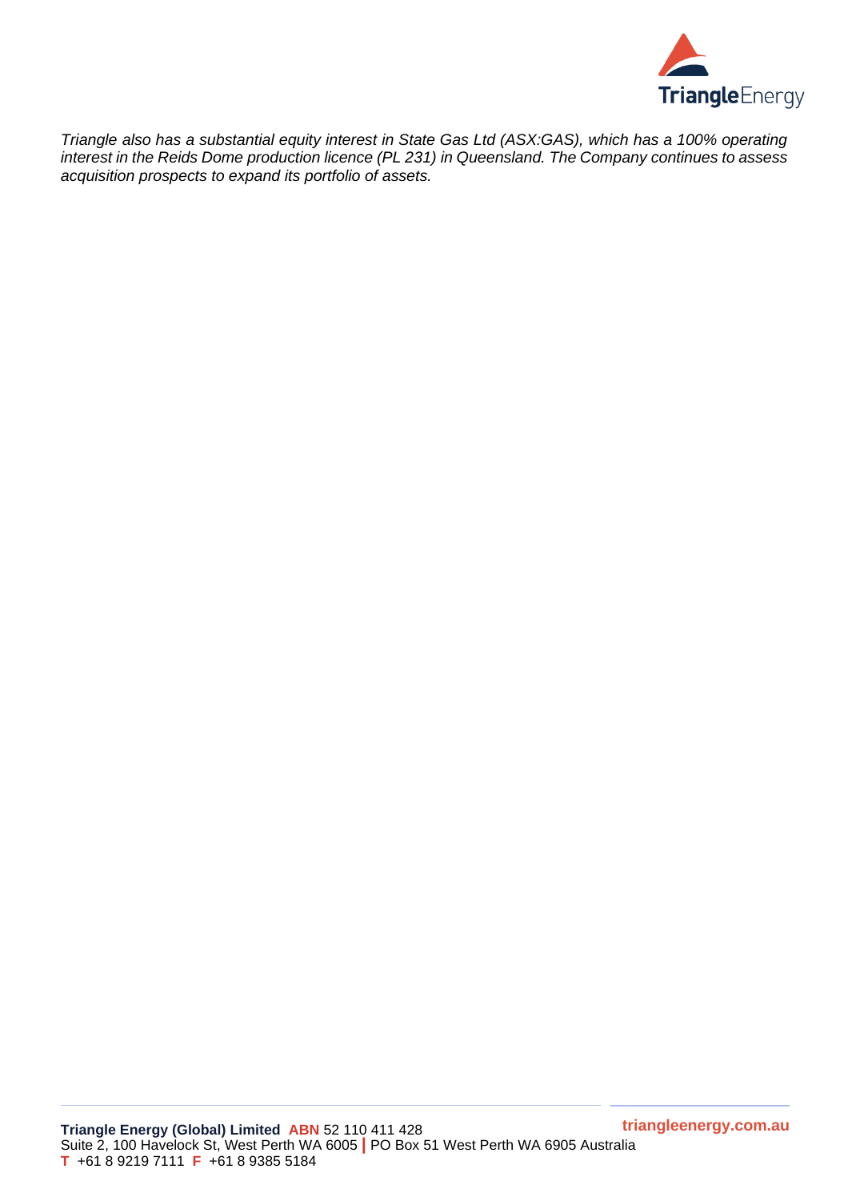*Triangle also has a substantial equity interest in State Gas Ltd (ASX:GAS), which has a 100% operating interest in the Reids Dome production licence (PL 231) in Queensland. The Company continues to assess acquisition prospects to expand its portfolio of assets.*